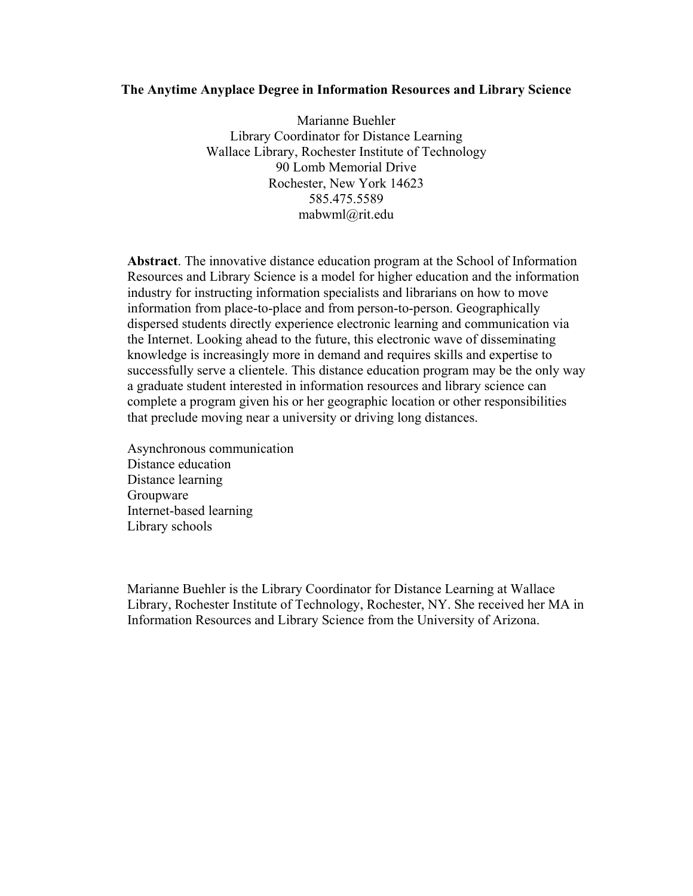# The Anytime Anyplace Degree in Information Resources and Library Science

Marianne Buehler
Library Coordinator for Distance Learning
Wallace Library, Rochester Institute of Technology
90 Lomb Memorial Drive
Rochester, New York 14623
585.475.5589
mabwml@rit.edu

**Abstract**. The innovative distance education program at the School of Information Resources and Library Science is a model for higher education and the information industry for instructing information specialists and librarians on how to move information from place-to-place and from person-to-person. Geographically dispersed students directly experience electronic learning and communication via the Internet. Looking ahead to the future, this electronic wave of disseminating knowledge is increasingly more in demand and requires skills and expertise to successfully serve a clientele. This distance education program may be the only way a graduate student interested in information resources and library science can complete a program given his or her geographic location or other responsibilities that preclude moving near a university or driving long distances.

Asynchronous communication
Distance education
Distance learning
Groupware
Internet-based learning
Library schools

Marianne Buehler is the Library Coordinator for Distance Learning at Wallace Library, Rochester Institute of Technology, Rochester, NY. She received her MA in Information Resources and Library Science from the University of Arizona.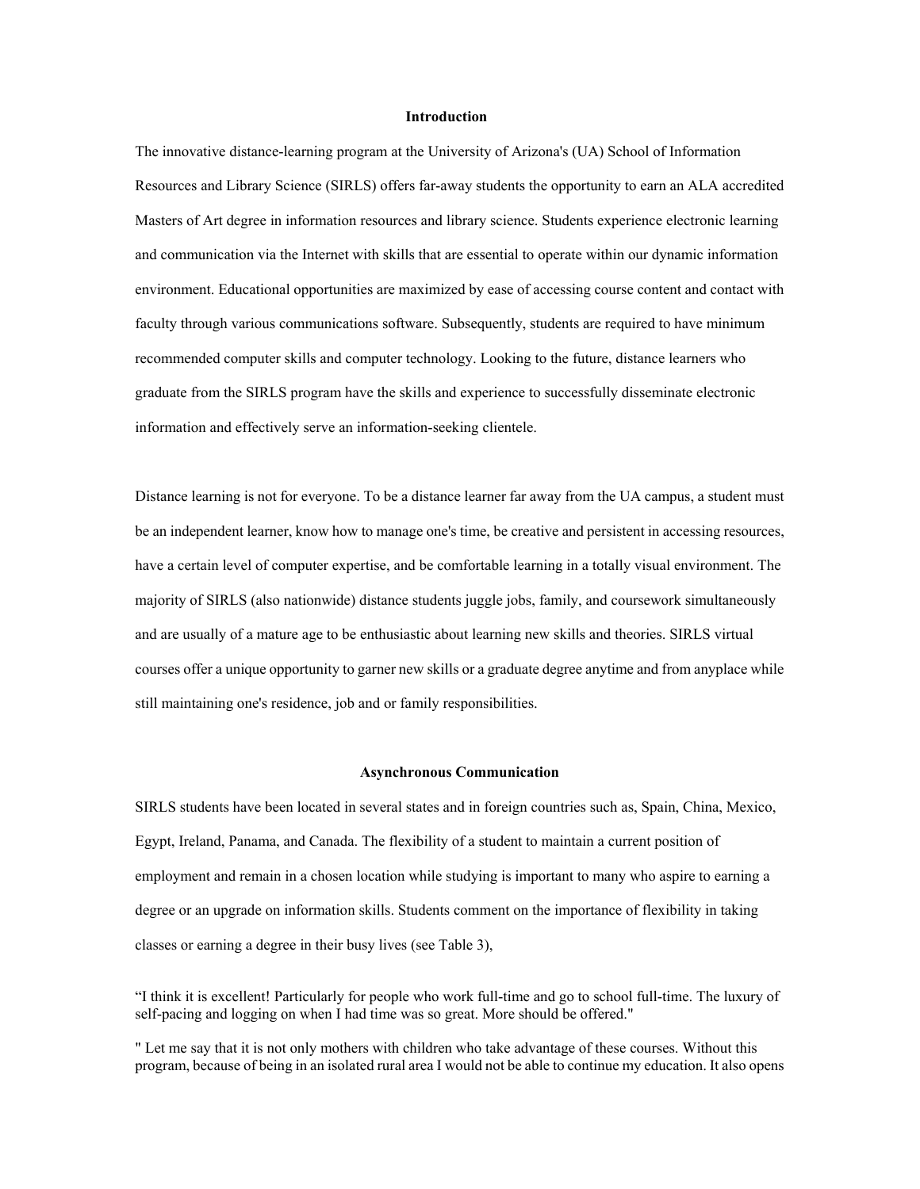## Introduction

The innovative distance-learning program at the University of Arizona's (UA) School of Information Resources and Library Science (SIRLS) offers far-away students the opportunity to earn an ALA accredited Masters of Art degree in information resources and library science. Students experience electronic learning and communication via the Internet with skills that are essential to operate within our dynamic information environment. Educational opportunities are maximized by ease of accessing course content and contact with faculty through various communications software. Subsequently, students are required to have minimum recommended computer skills and computer technology. Looking to the future, distance learners who graduate from the SIRLS program have the skills and experience to successfully disseminate electronic information and effectively serve an information-seeking clientele.

Distance learning is not for everyone. To be a distance learner far away from the UA campus, a student must be an independent learner, know how to manage one's time, be creative and persistent in accessing resources, have a certain level of computer expertise, and be comfortable learning in a totally visual environment. The majority of SIRLS (also nationwide) distance students juggle jobs, family, and coursework simultaneously and are usually of a mature age to be enthusiastic about learning new skills and theories. SIRLS virtual courses offer a unique opportunity to garner new skills or a graduate degree anytime and from anyplace while still maintaining one's residence, job and or family responsibilities.

## Asynchronous Communication

SIRLS students have been located in several states and in foreign countries such as, Spain, China, Mexico, Egypt, Ireland, Panama, and Canada. The flexibility of a student to maintain a current position of employment and remain in a chosen location while studying is important to many who aspire to earning a degree or an upgrade on information skills. Students comment on the importance of flexibility in taking classes or earning a degree in their busy lives (see Table 3),

"I think it is excellent! Particularly for people who work full-time and go to school full-time. The luxury of self-pacing and logging on when I had time was so great. More should be offered."

" Let me say that it is not only mothers with children who take advantage of these courses. Without this program, because of being in an isolated rural area I would not be able to continue my education. It also opens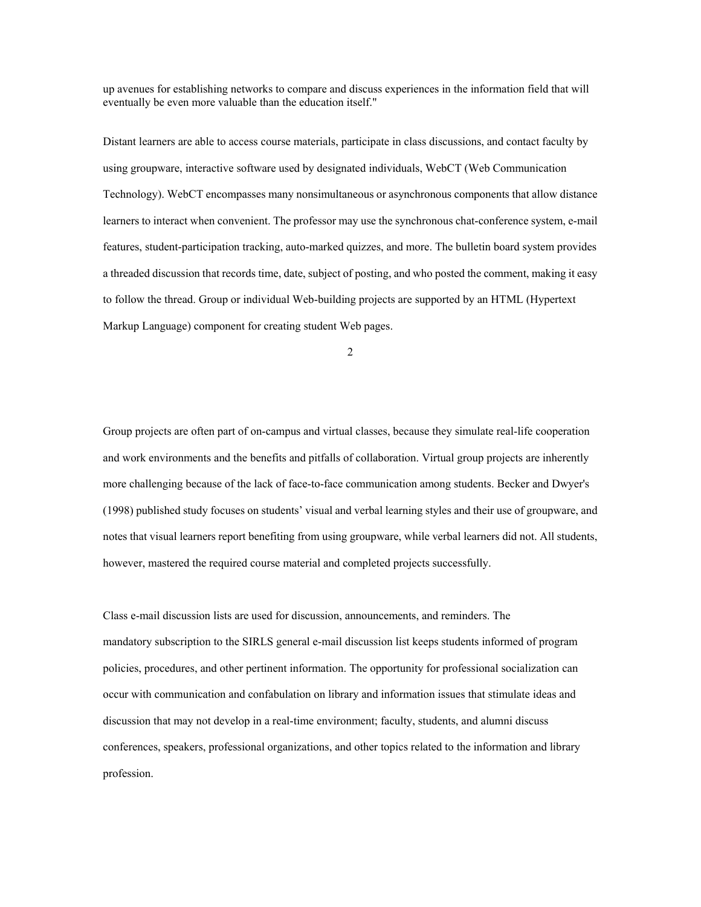up avenues for establishing networks to compare and discuss experiences in the information field that will eventually be even more valuable than the education itself."

Distant learners are able to access course materials, participate in class discussions, and contact faculty by using groupware, interactive software used by designated individuals, WebCT (Web Communication Technology). WebCT encompasses many nonsimultaneous or asynchronous components that allow distance learners to interact when convenient. The professor may use the synchronous chat-conference system, e-mail features, student-participation tracking, auto-marked quizzes, and more. The bulletin board system provides a threaded discussion that records time, date, subject of posting, and who posted the comment, making it easy to follow the thread. Group or individual Web-building projects are supported by an HTML (Hypertext Markup Language) component for creating student Web pages.

Group projects are often part of on-campus and virtual classes, because they simulate real-life cooperation and work environments and the benefits and pitfalls of collaboration. Virtual group projects are inherently more challenging because of the lack of face-to-face communication among students. Becker and Dwyer's (1998) published study focuses on students' visual and verbal learning styles and their use of groupware, and notes that visual learners report benefiting from using groupware, while verbal learners did not. All students, however, mastered the required course material and completed projects successfully.

Class e-mail discussion lists are used for discussion, announcements, and reminders. The mandatory subscription to the SIRLS general e-mail discussion list keeps students informed of program policies, procedures, and other pertinent information. The opportunity for professional socialization can occur with communication and confabulation on library and information issues that stimulate ideas and discussion that may not develop in a real-time environment; faculty, students, and alumni discuss conferences, speakers, professional organizations, and other topics related to the information and library profession.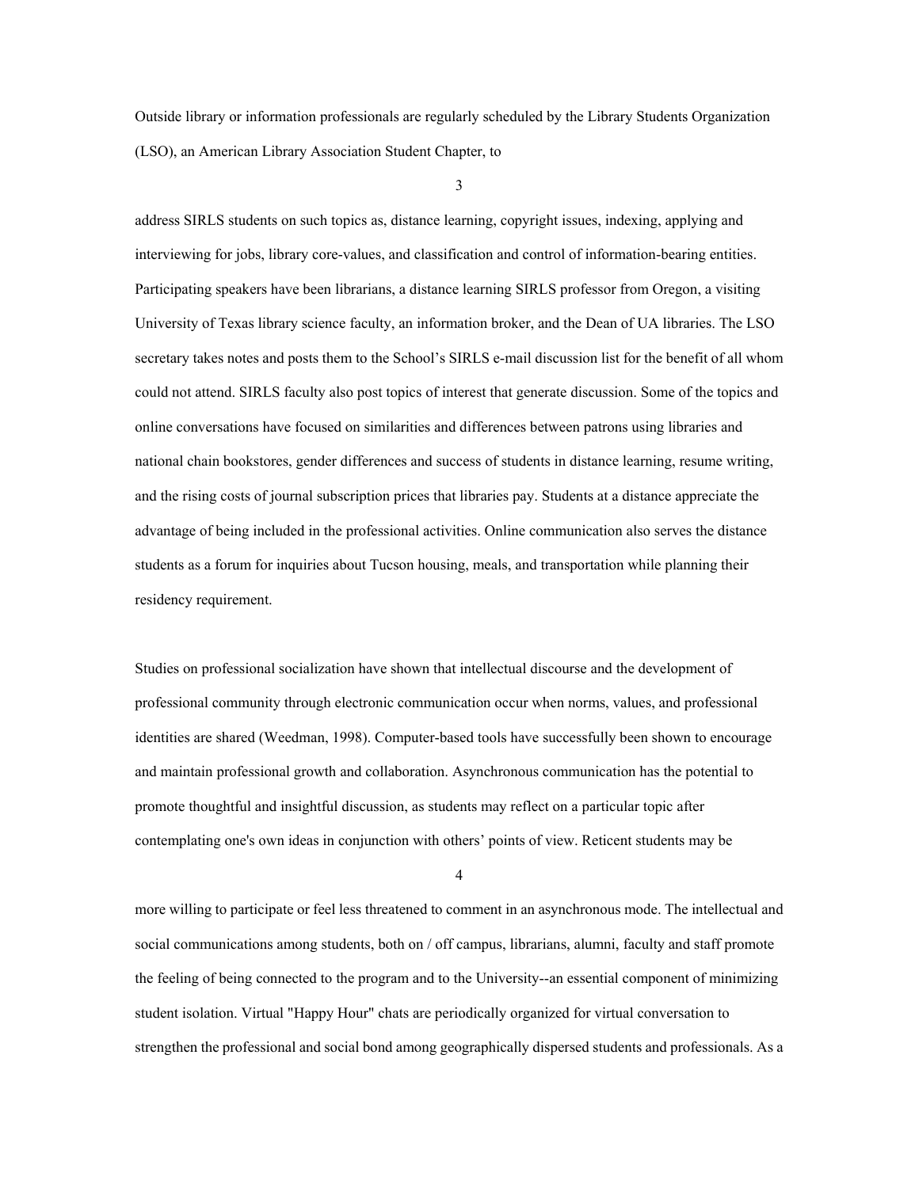Outside library or information professionals are regularly scheduled by the Library Students Organization (LSO), an American Library Association Student Chapter, to address SIRLS students on such topics as, distance learning, copyright issues, indexing, applying and interviewing for jobs, library core-values, and classification and control of information-bearing entities. Participating speakers have been librarians, a distance learning SIRLS professor from Oregon, a visiting University of Texas library science faculty, an information broker, and the Dean of UA libraries. The LSO secretary takes notes and posts them to the School's SIRLS e-mail discussion list for the benefit of all whom could not attend. SIRLS faculty also post topics of interest that generate discussion. Some of the topics and online conversations have focused on similarities and differences between patrons using libraries and national chain bookstores, gender differences and success of students in distance learning, resume writing, and the rising costs of journal subscription prices that libraries pay. Students at a distance appreciate the advantage of being included in the professional activities. Online communication also serves the distance students as a forum for inquiries about Tucson housing, meals, and transportation while planning their residency requirement.

Studies on professional socialization have shown that intellectual discourse and the development of professional community through electronic communication occur when norms, values, and professional identities are shared (Weedman, 1998). Computer-based tools have successfully been shown to encourage and maintain professional growth and collaboration. Asynchronous communication has the potential to promote thoughtful and insightful discussion, as students may reflect on a particular topic after contemplating one's own ideas in conjunction with others' points of view. Reticent students may be more willing to participate or feel less threatened to comment in an asynchronous mode. The intellectual and social communications among students, both on / off campus, librarians, alumni, faculty and staff promote the feeling of being connected to the program and to the University--an essential component of minimizing student isolation. Virtual "Happy Hour" chats are periodically organized for virtual conversation to strengthen the professional and social bond among geographically dispersed students and professionals. As a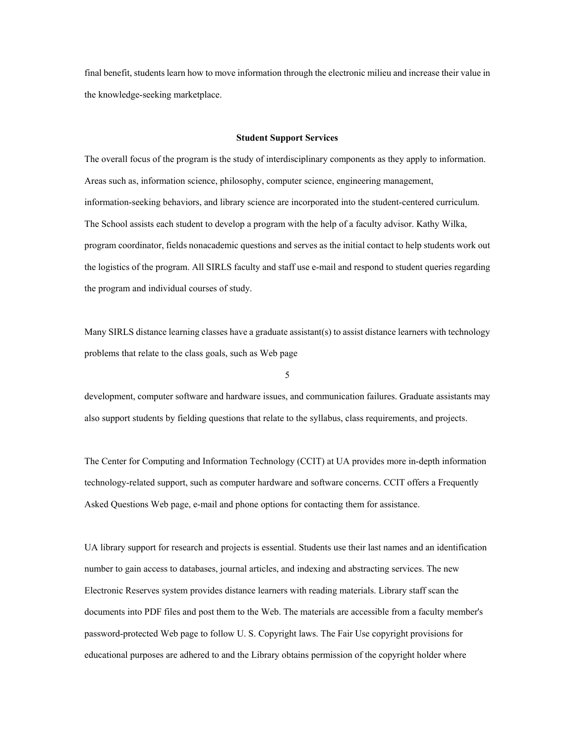final benefit, students learn how to move information through the electronic milieu and increase their value in the knowledge-seeking marketplace.

## Student Support Services

The overall focus of the program is the study of interdisciplinary components as they apply to information. Areas such as, information science, philosophy, computer science, engineering management, information-seeking behaviors, and library science are incorporated into the student-centered curriculum. The School assists each student to develop a program with the help of a faculty advisor. Kathy Wilka, program coordinator, fields nonacademic questions and serves as the initial contact to help students work out the logistics of the program. All SIRLS faculty and staff use e-mail and respond to student queries regarding the program and individual courses of study.

Many SIRLS distance learning classes have a graduate assistant(s) to assist distance learners with technology problems that relate to the class goals, such as Web page development, computer software and hardware issues, and communication failures. Graduate assistants may also support students by fielding questions that relate to the syllabus, class requirements, and projects.

The Center for Computing and Information Technology (CCIT) at UA provides more in-depth information technology-related support, such as computer hardware and software concerns. CCIT offers a Frequently Asked Questions Web page, e-mail and phone options for contacting them for assistance.

UA library support for research and projects is essential. Students use their last names and an identification number to gain access to databases, journal articles, and indexing and abstracting services. The new Electronic Reserves system provides distance learners with reading materials. Library staff scan the documents into PDF files and post them to the Web. The materials are accessible from a faculty member's password-protected Web page to follow U. S. Copyright laws. The Fair Use copyright provisions for educational purposes are adhered to and the Library obtains permission of the copyright holder where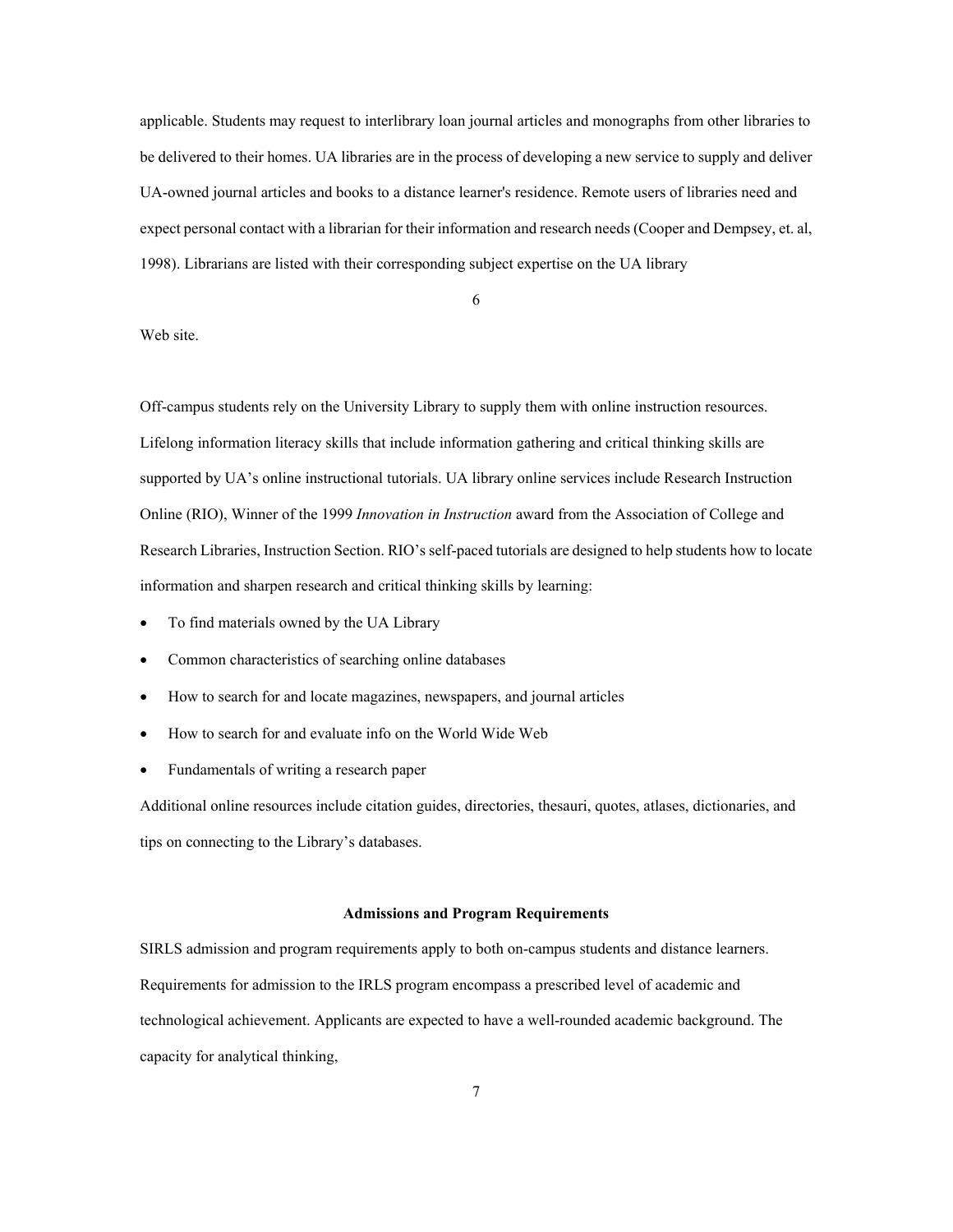applicable. Students may request to interlibrary loan journal articles and monographs from other libraries to be delivered to their homes. UA libraries are in the process of developing a new service to supply and deliver UA-owned journal articles and books to a distance learner's residence. Remote users of libraries need and expect personal contact with a librarian for their information and research needs (Cooper and Dempsey, et. al, 1998). Librarians are listed with their corresponding subject expertise on the UA library Web site.

Off-campus students rely on the University Library to supply them with online instruction resources. Lifelong information literacy skills that include information gathering and critical thinking skills are supported by UA's online instructional tutorials. UA library online services include Research Instruction Online (RIO), Winner of the 1999 *Innovation in Instruction* award from the Association of College and Research Libraries, Instruction Section. RIO's self-paced tutorials are designed to help students how to locate information and sharpen research and critical thinking skills by learning:

- To find materials owned by the UA Library
- Common characteristics of searching online databases
- How to search for and locate magazines, newspapers, and journal articles
- How to search for and evaluate info on the World Wide Web
- Fundamentals of writing a research paper

Additional online resources include citation guides, directories, thesauri, quotes, atlases, dictionaries, and tips on connecting to the Library's databases.

## Admissions and Program Requirements

SIRLS admission and program requirements apply to both on-campus students and distance learners. Requirements for admission to the IRLS program encompass a prescribed level of academic and technological achievement. Applicants are expected to have a well-rounded academic background. The capacity for analytical thinking,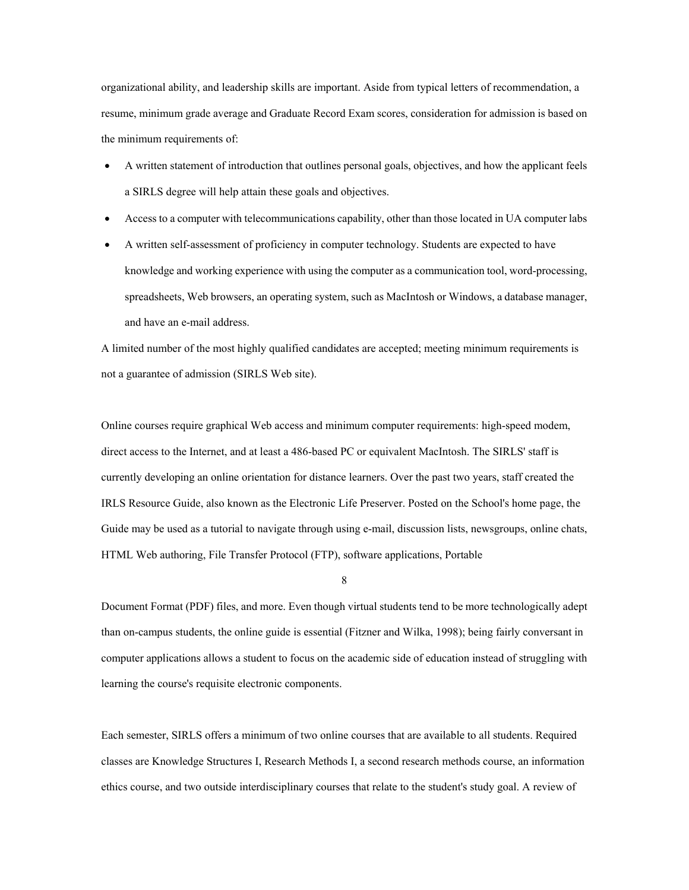organizational ability, and leadership skills are important. Aside from typical letters of recommendation, a resume, minimum grade average and Graduate Record Exam scores, consideration for admission is based on the minimum requirements of:

- A written statement of introduction that outlines personal goals, objectives, and how the applicant feels a SIRLS degree will help attain these goals and objectives.
- Access to a computer with telecommunications capability, other than those located in UA computer labs
- A written self-assessment of proficiency in computer technology. Students are expected to have knowledge and working experience with using the computer as a communication tool, word-processing, spreadsheets, Web browsers, an operating system, such as MacIntosh or Windows, a database manager, and have an e-mail address.

A limited number of the most highly qualified candidates are accepted; meeting minimum requirements is not a guarantee of admission (SIRLS Web site).

Online courses require graphical Web access and minimum computer requirements: high-speed modem, direct access to the Internet, and at least a 486-based PC or equivalent MacIntosh. The SIRLS' staff is currently developing an online orientation for distance learners. Over the past two years, staff created the IRLS Resource Guide, also known as the Electronic Life Preserver. Posted on the School's home page, the Guide may be used as a tutorial to navigate through using e-mail, discussion lists, newsgroups, online chats, HTML Web authoring, File Transfer Protocol (FTP), software applications, Portable Document Format (PDF) files, and more. Even though virtual students tend to be more technologically adept than on-campus students, the online guide is essential (Fitzner and Wilka, 1998); being fairly conversant in computer applications allows a student to focus on the academic side of education instead of struggling with learning the course's requisite electronic components.

Each semester, SIRLS offers a minimum of two online courses that are available to all students. Required classes are Knowledge Structures I, Research Methods I, a second research methods course, an information ethics course, and two outside interdisciplinary courses that relate to the student's study goal. A review of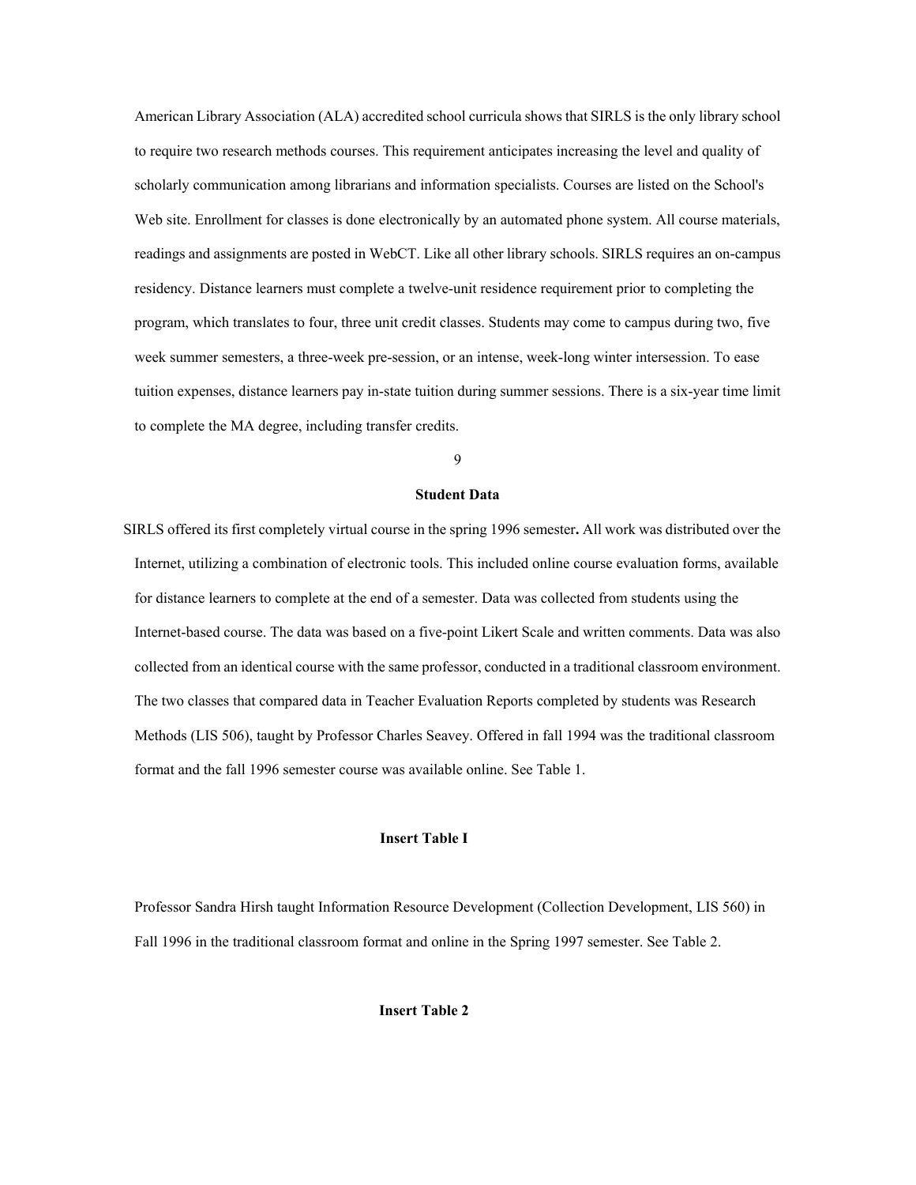American Library Association (ALA) accredited school curricula shows that SIRLS is the only library school to require two research methods courses. This requirement anticipates increasing the level and quality of scholarly communication among librarians and information specialists. Courses are listed on the School's Web site. Enrollment for classes is done electronically by an automated phone system. All course materials, readings and assignments are posted in WebCT. Like all other library schools. SIRLS requires an on-campus residency. Distance learners must complete a twelve-unit residence requirement prior to completing the program, which translates to four, three unit credit classes. Students may come to campus during two, five week summer semesters, a three-week pre-session, or an intense, week-long winter intersession. To ease tuition expenses, distance learners pay in-state tuition during summer sessions. There is a six-year time limit to complete the MA degree, including transfer credits.

## Student Data

SIRLS offered its first completely virtual course in the spring 1996 semester**.** All work was distributed over the Internet, utilizing a combination of electronic tools. This included online course evaluation forms, available for distance learners to complete at the end of a semester. Data was collected from students using the Internet-based course. The data was based on a five-point Likert Scale and written comments. Data was also collected from an identical course with the same professor, conducted in a traditional classroom environment. The two classes that compared data in Teacher Evaluation Reports completed by students was Research Methods (LIS 506), taught by Professor Charles Seavey. Offered in fall 1994 was the traditional classroom format and the fall 1996 semester course was available online. See Table 1.

**Insert Table I**

Professor Sandra Hirsh taught Information Resource Development (Collection Development, LIS 560) in Fall 1996 in the traditional classroom format and online in the Spring 1997 semester. See Table 2.

**Insert Table 2**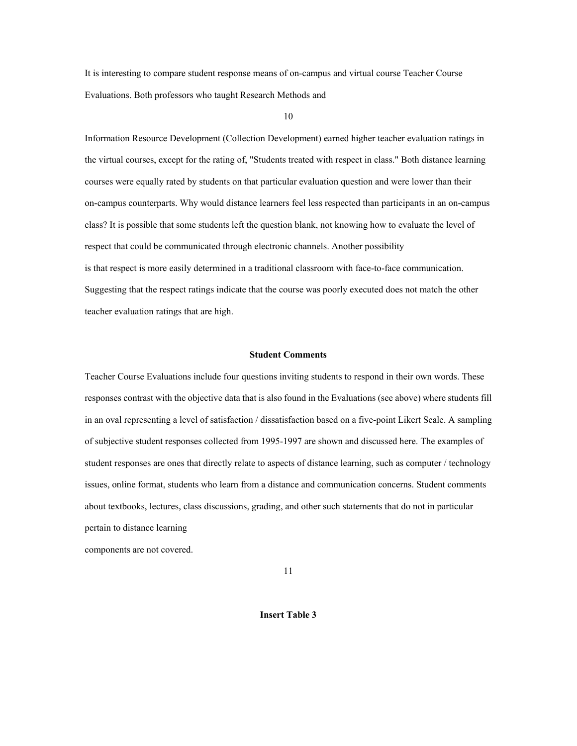It is interesting to compare student response means of on-campus and virtual course Teacher Course Evaluations. Both professors who taught Research Methods and Information Resource Development (Collection Development) earned higher teacher evaluation ratings in the virtual courses, except for the rating of, "Students treated with respect in class." Both distance learning courses were equally rated by students on that particular evaluation question and were lower than their on-campus counterparts. Why would distance learners feel less respected than participants in an on-campus class? It is possible that some students left the question blank, not knowing how to evaluate the level of respect that could be communicated through electronic channels. Another possibility is that respect is more easily determined in a traditional classroom with face-to-face communication. Suggesting that the respect ratings indicate that the course was poorly executed does not match the other teacher evaluation ratings that are high.

**Student Comments**

Teacher Course Evaluations include four questions inviting students to respond in their own words. These responses contrast with the objective data that is also found in the Evaluations (see above) where students fill in an oval representing a level of satisfaction / dissatisfaction based on a five-point Likert Scale. A sampling of subjective student responses collected from 1995-1997 are shown and discussed here. The examples of student responses are ones that directly relate to aspects of distance learning, such as computer / technology issues, online format, students who learn from a distance and communication concerns. Student comments about textbooks, lectures, class discussions, grading, and other such statements that do not in particular pertain to distance learning components are not covered.

**Insert Table 3**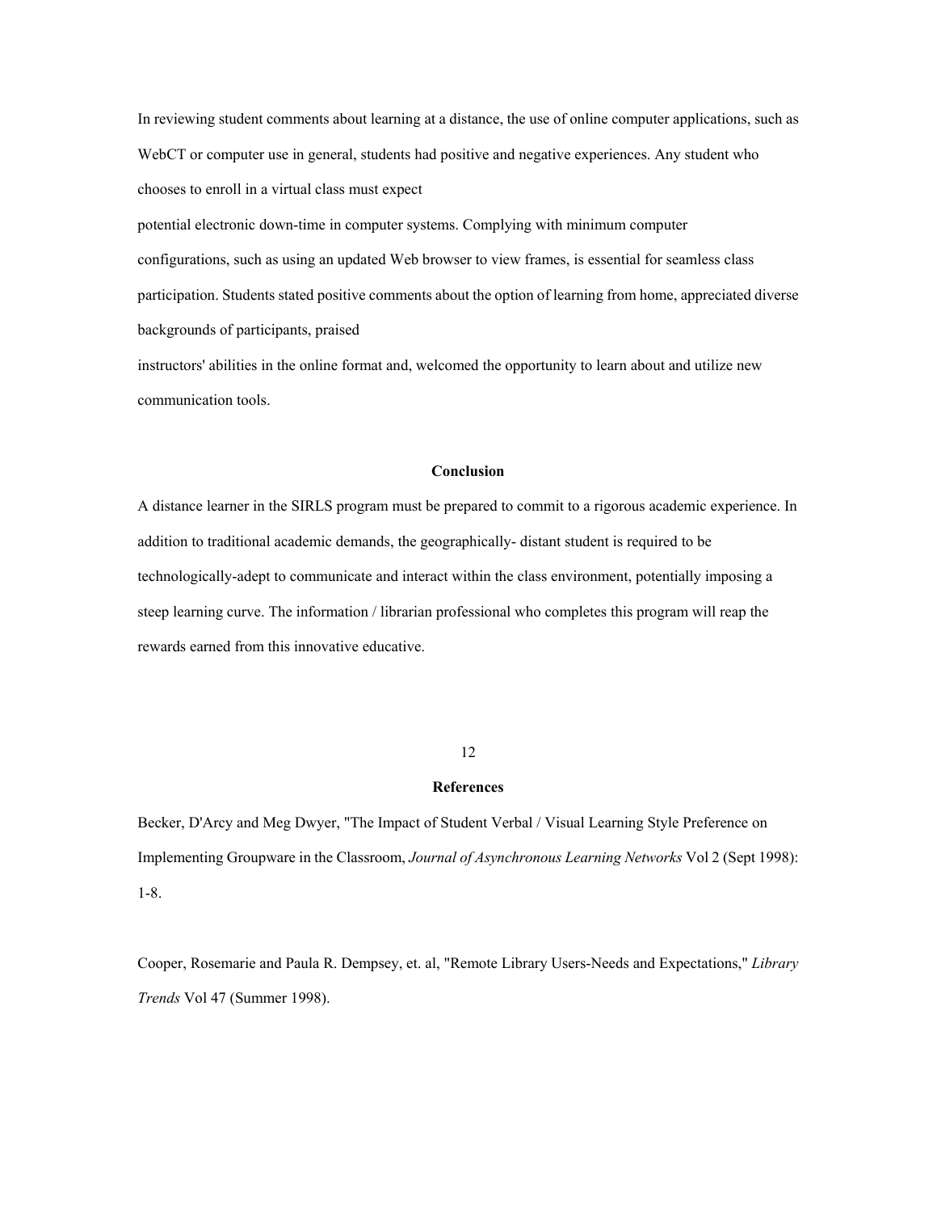In reviewing student comments about learning at a distance, the use of online computer applications, such as WebCT or computer use in general, students had positive and negative experiences. Any student who chooses to enroll in a virtual class must expect potential electronic down-time in computer systems. Complying with minimum computer configurations, such as using an updated Web browser to view frames, is essential for seamless class participation. Students stated positive comments about the option of learning from home, appreciated diverse backgrounds of participants, praised instructors' abilities in the online format and, welcomed the opportunity to learn about and utilize new communication tools.

## Conclusion

A distance learner in the SIRLS program must be prepared to commit to a rigorous academic experience. In addition to traditional academic demands, the geographically- distant student is required to be technologically-adept to communicate and interact within the class environment, potentially imposing a steep learning curve. The information / librarian professional who completes this program will reap the rewards earned from this innovative educative.

## References

Becker, D'Arcy and Meg Dwyer, "The Impact of Student Verbal / Visual Learning Style Preference on Implementing Groupware in the Classroom, *Journal of Asynchronous Learning Networks* Vol 2 (Sept 1998): 1-8.

Cooper, Rosemarie and Paula R. Dempsey, et. al, "Remote Library Users-Needs and Expectations," *Library Trends* Vol 47 (Summer 1998).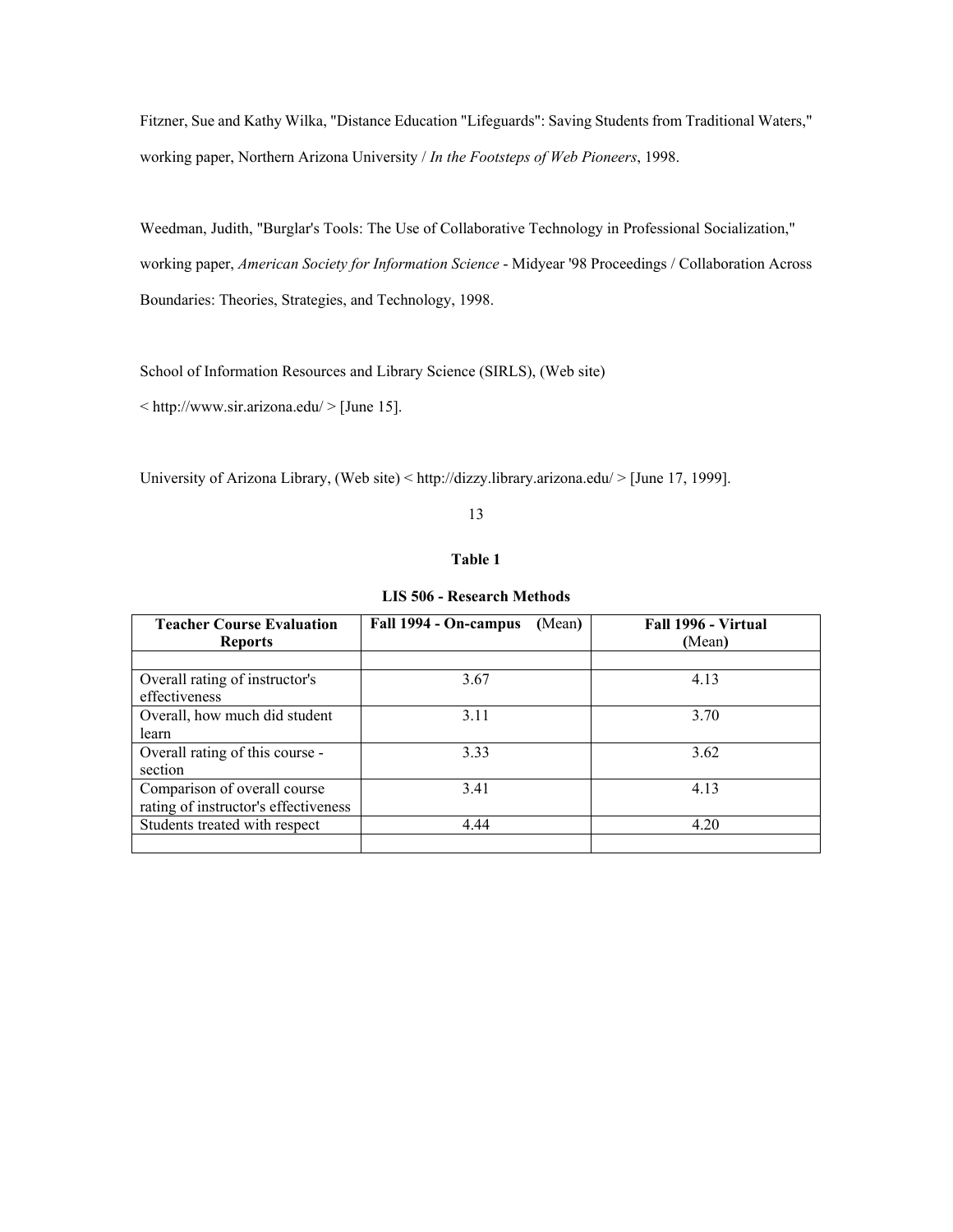Fitzner, Sue and Kathy Wilka, "Distance Education "Lifeguards": Saving Students from Traditional Waters," working paper, Northern Arizona University / *In the Footsteps of Web Pioneers*, 1998.

Weedman, Judith, "Burglar's Tools: The Use of Collaborative Technology in Professional Socialization," working paper, *American Society for Information Science* - Midyear '98 Proceedings / Collaboration Across Boundaries: Theories, Strategies, and Technology, 1998.

School of Information Resources and Library Science (SIRLS), (Web site) < http://www.sir.arizona.edu/ > [June 15].

University of Arizona Library, (Web site) < http://dizzy.library.arizona.edu/ > [June 17, 1999].

**Table 1**

**LIS 506 - Research Methods**

| **Teacher Course Evaluation Reports** | **Fall 1994 - On-campus** (Mean) | **Fall 1996 - Virtual** (Mean) |
|---|---|---|
| | | |
| Overall rating of instructor's effectiveness | 3.67 | 4.13 |
| Overall, how much did student learn | 3.11 | 3.70 |
| Overall rating of this course - section | 3.33 | 3.62 |
| Comparison of overall course rating of instructor's effectiveness | 3.41 | 4.13 |
| Students treated with respect | 4.44 | 4.20 |
| | | |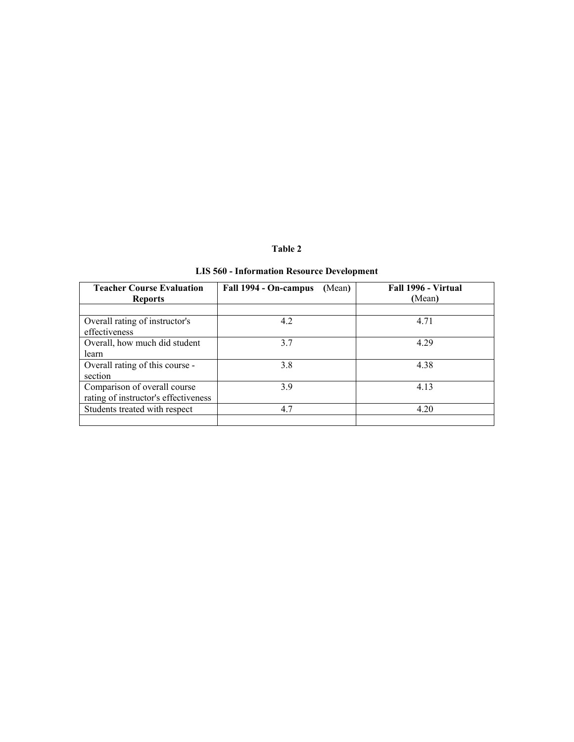**Table 2**

**LIS 560 - Information Resource Development**

| **Teacher Course Evaluation Reports** | **Fall 1994 - On-campus** (Mean) | **Fall 1996 - Virtual** (Mean) |
|---|---|---|
| | | |
| Overall rating of instructor's effectiveness | 4.2 | 4.71 |
| Overall, how much did student learn | 3.7 | 4.29 |
| Overall rating of this course - section | 3.8 | 4.38 |
| Comparison of overall course rating of instructor's effectiveness | 3.9 | 4.13 |
| Students treated with respect | 4.7 | 4.20 |
| | | |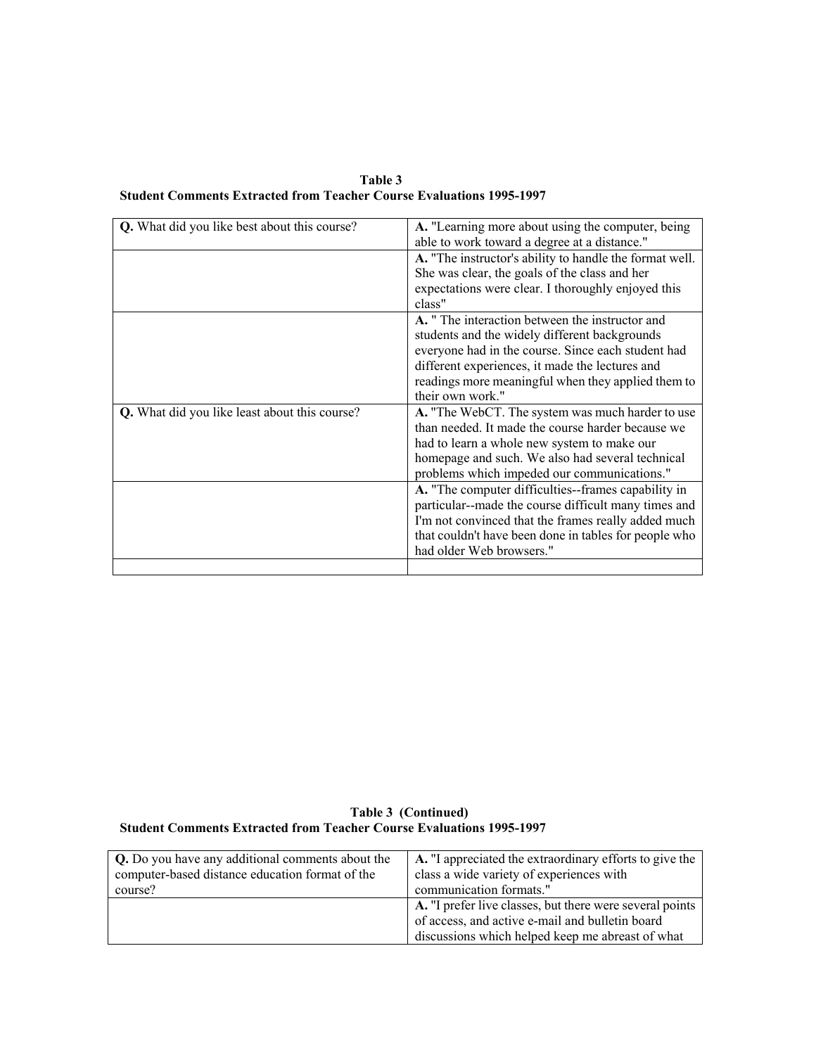**Table 3**
**Student Comments Extracted from Teacher Course Evaluations 1995-1997**

| | |
|---|---|
| **Q.** What did you like best about this course? | **A.** "Learning more about using the computer, being able to work toward a degree at a distance." |
| | **A.** "The instructor's ability to handle the format well. She was clear, the goals of the class and her expectations were clear. I thoroughly enjoyed this class" |
| | **A.** " The interaction between the instructor and students and the widely different backgrounds everyone had in the course. Since each student had different experiences, it made the lectures and readings more meaningful when they applied them to their own work." |
| **Q.** What did you like least about this course? | **A.** "The WebCT. The system was much harder to use than needed. It made the course harder because we had to learn a whole new system to make our homepage and such. We also had several technical problems which impeded our communications." |
| | **A.** "The computer difficulties--frames capability in particular--made the course difficult many times and I'm not convinced that the frames really added much that couldn't have been done in tables for people who had older Web browsers." |
| | |

**Table 3 (Continued)**
**Student Comments Extracted from Teacher Course Evaluations 1995-1997**

| | |
|---|---|
| **Q.** Do you have any additional comments about the computer-based distance education format of the course? | **A.** "I appreciated the extraordinary efforts to give the class a wide variety of experiences with communication formats." |
| | **A.** "I prefer live classes, but there were several points of access, and active e-mail and bulletin board discussions which helped keep me abreast of what |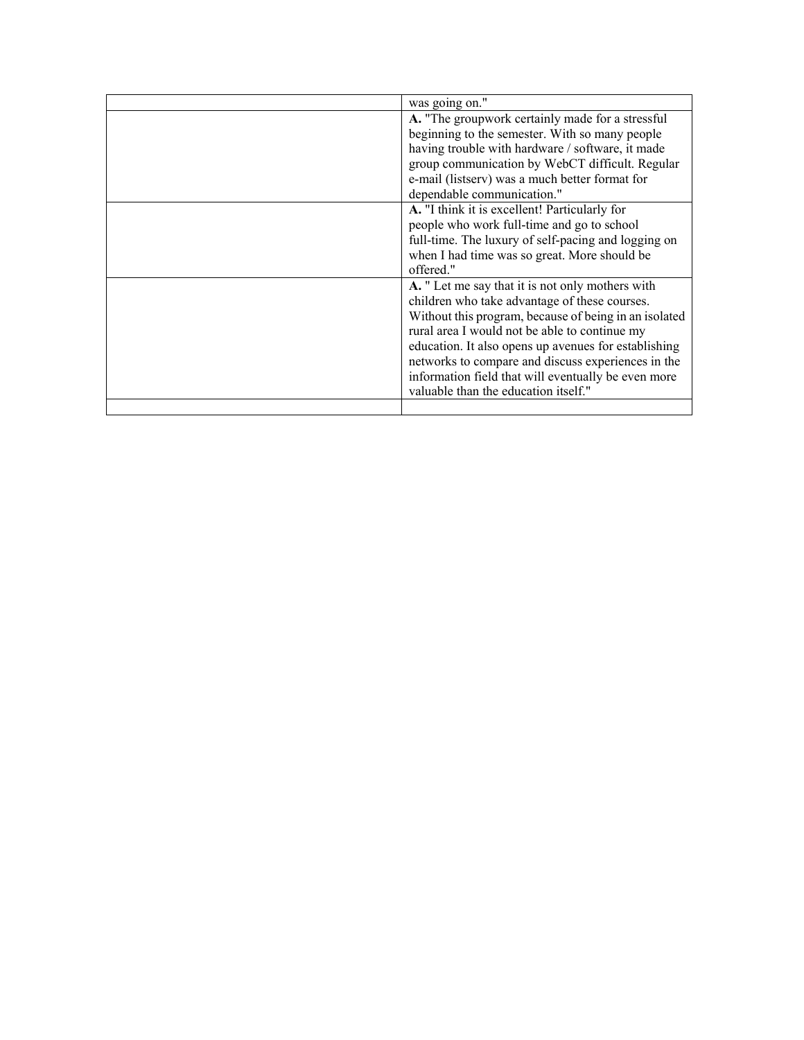| | |
|---|---|
| | was going on." |
| | **A.** "The groupwork certainly made for a stressful beginning to the semester. With so many people having trouble with hardware / software, it made group communication by WebCT difficult. Regular e-mail (listserv) was a much better format for dependable communication." |
| | **A.** "I think it is excellent! Particularly for people who work full-time and go to school full-time. The luxury of self-pacing and logging on when I had time was so great. More should be offered." |
| | **A.** " Let me say that it is not only mothers with children who take advantage of these courses. Without this program, because of being in an isolated rural area I would not be able to continue my education. It also opens up avenues for establishing networks to compare and discuss experiences in the information field that will eventually be even more valuable than the education itself." |
| | |